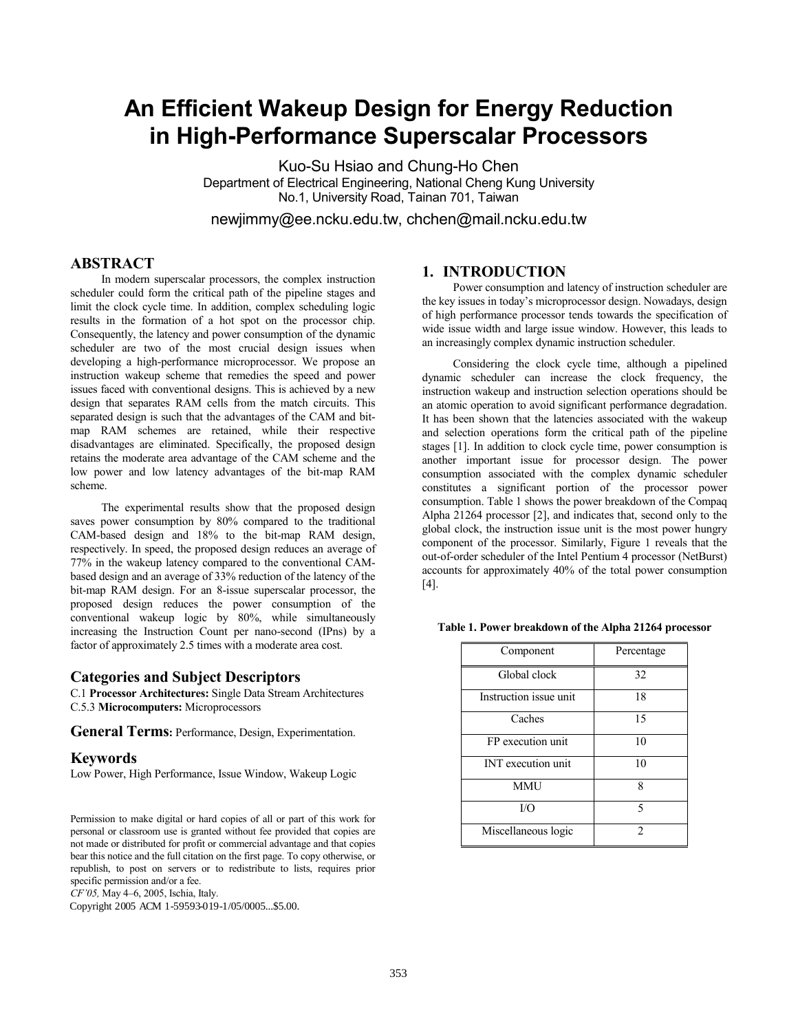# An Efficient Wakeup Design for Energy Reduction in High-Performance Superscalar Processors

Kuo-Su Hsiao and Chung-Ho Chen
Department of Electrical Engineering, National Cheng Kung University
No.1, University Road, Tainan 701, Taiwan

newjimmy@ee.ncku.edu.tw, chchen@mail.ncku.edu.tw

## ABSTRACT

In modern superscalar processors, the complex instruction scheduler could form the critical path of the pipeline stages and limit the clock cycle time. In addition, complex scheduling logic results in the formation of a hot spot on the processor chip. Consequently, the latency and power consumption of the dynamic scheduler are two of the most crucial design issues when developing a high-performance microprocessor. We propose an instruction wakeup scheme that remedies the speed and power issues faced with conventional designs. This is achieved by a new design that separates RAM cells from the match circuits. This separated design is such that the advantages of the CAM and bit-map RAM schemes are retained, while their respective disadvantages are eliminated. Specifically, the proposed design retains the moderate area advantage of the CAM scheme and the low power and low latency advantages of the bit-map RAM scheme.

The experimental results show that the proposed design saves power consumption by 80% compared to the traditional CAM-based design and 18% to the bit-map RAM design, respectively. In speed, the proposed design reduces an average of 77% in the wakeup latency compared to the conventional CAM-based design and an average of 33% reduction of the latency of the bit-map RAM design. For an 8-issue superscalar processor, the proposed design reduces the power consumption of the conventional wakeup logic by 80%, while simultaneously increasing the Instruction Count per nano-second (IPns) by a factor of approximately 2.5 times with a moderate area cost.

## Categories and Subject Descriptors

C.1 **Processor Architectures:** Single Data Stream Architectures
C.5.3 **Microcomputers:** Microprocessors

## General Terms: Performance, Design, Experimentation.

## Keywords

Low Power, High Performance, Issue Window, Wakeup Logic

Permission to make digital or hard copies of all or part of this work for personal or classroom use is granted without fee provided that copies are not made or distributed for profit or commercial advantage and that copies bear this notice and the full citation on the first page. To copy otherwise, or republish, to post on servers or to redistribute to lists, requires prior specific permission and/or a fee.
*CF'05,* May 4–6, 2005, Ischia, Italy.
Copyright 2005 ACM 1-59593-019-1/05/0005...$5.00.

## 1. INTRODUCTION

Power consumption and latency of instruction scheduler are the key issues in today's microprocessor design. Nowadays, design of high performance processor tends towards the specification of wide issue width and large issue window. However, this leads to an increasingly complex dynamic instruction scheduler.

Considering the clock cycle time, although a pipelined dynamic scheduler can increase the clock frequency, the instruction wakeup and instruction selection operations should be an atomic operation to avoid significant performance degradation. It has been shown that the latencies associated with the wakeup and selection operations form the critical path of the pipeline stages [1]. In addition to clock cycle time, power consumption is another important issue for processor design. The power consumption associated with the complex dynamic scheduler constitutes a significant portion of the processor power consumption. Table 1 shows the power breakdown of the Compaq Alpha 21264 processor [2], and indicates that, second only to the global clock, the instruction issue unit is the most power hungry component of the processor. Similarly, Figure 1 reveals that the out-of-order scheduler of the Intel Pentium 4 processor (NetBurst) accounts for approximately 40% of the total power consumption [4].

**Table 1. Power breakdown of the Alpha 21264 processor**

| Component | Percentage |
|---|---|
| Global clock | 32 |
| Instruction issue unit | 18 |
| Caches | 15 |
| FP execution unit | 10 |
| INT execution unit | 10 |
| MMU | 8 |
| I/O | 5 |
| Miscellaneous logic | 2 |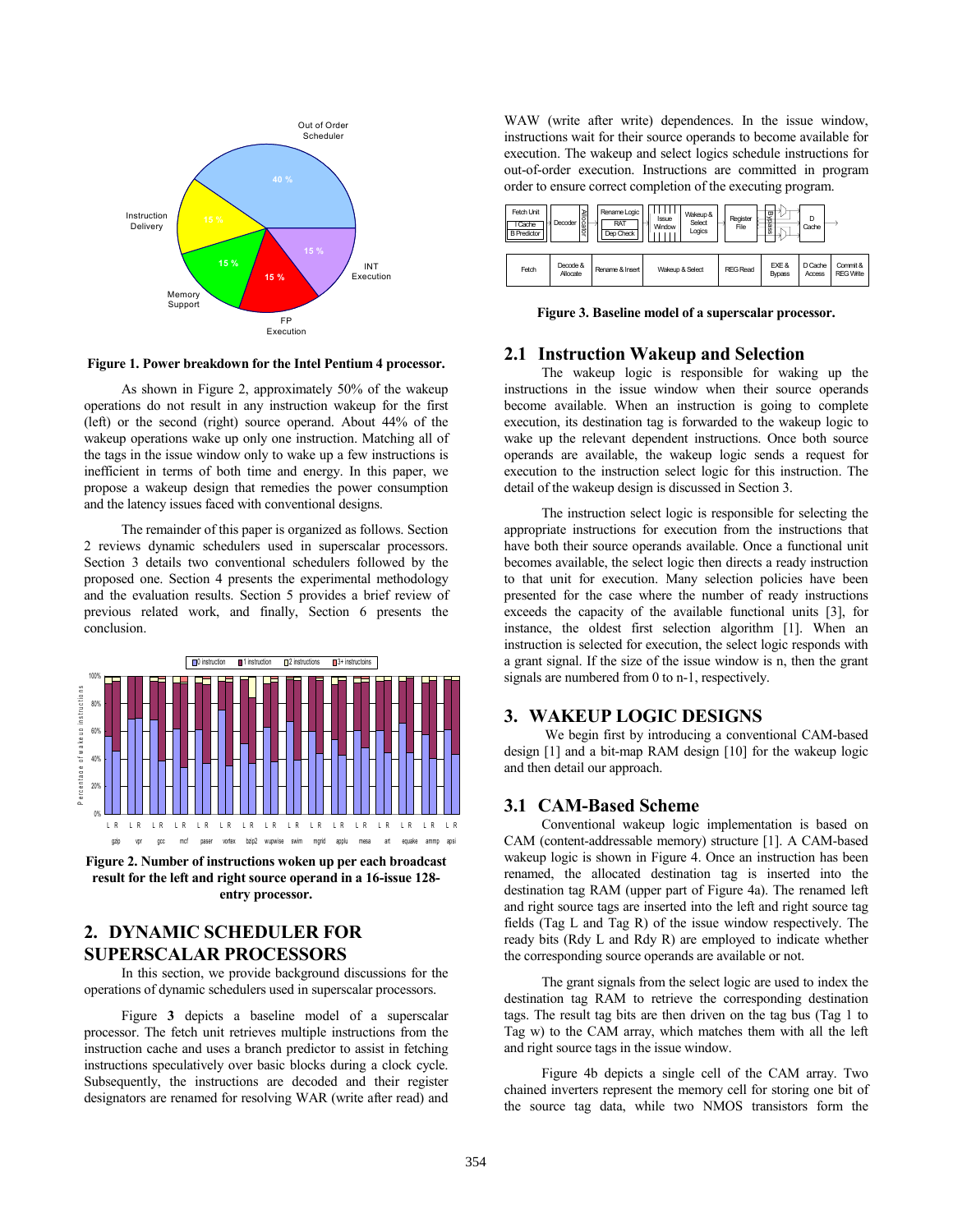**Figure 1. Power breakdown for the Intel Pentium 4 processor.**

As shown in Figure 2, approximately 50% of the wakeup operations do not result in any instruction wakeup for the first (left) or the second (right) source operand. About 44% of the wakeup operations wake up only one instruction. Matching all of the tags in the issue window only to wake up a few instructions is inefficient in terms of both time and energy. In this paper, we propose a wakeup design that remedies the power consumption and the latency issues faced with conventional designs.

The remainder of this paper is organized as follows. Section 2 reviews dynamic schedulers used in superscalar processors. Section 3 details two conventional schedulers followed by the proposed one. Section 4 presents the experimental methodology and the evaluation results. Section 5 provides a brief review of previous related work, and finally, Section 6 presents the conclusion.

**Figure 2. Number of instructions woken up per each broadcast result for the left and right source operand in a 16-issue 128-entry processor.**

## 2. DYNAMIC SCHEDULER FOR SUPERSCALAR PROCESSORS

In this section, we provide background discussions for the operations of dynamic schedulers used in superscalar processors.

Figure **3** depicts a baseline model of a superscalar processor. The fetch unit retrieves multiple instructions from the instruction cache and uses a branch predictor to assist in fetching instructions speculatively over basic blocks during a clock cycle. Subsequently, the instructions are decoded and their register designators are renamed for resolving WAR (write after read) and WAW (write after write) dependences. In the issue window, instructions wait for their source operands to become available for execution. The wakeup and select logics schedule instructions for out-of-order execution. Instructions are committed in program order to ensure correct completion of the executing program.

**Figure 3. Baseline model of a superscalar processor.**

### 2.1 Instruction Wakeup and Selection

The wakeup logic is responsible for waking up the instructions in the issue window when their source operands become available. When an instruction is going to complete execution, its destination tag is forwarded to the wakeup logic to wake up the relevant dependent instructions. Once both source operands are available, the wakeup logic sends a request for execution to the instruction select logic for this instruction. The detail of the wakeup design is discussed in Section 3.

The instruction select logic is responsible for selecting the appropriate instructions for execution from the instructions that have both their source operands available. Once a functional unit becomes available, the select logic then directs a ready instruction to that unit for execution. Many selection policies have been presented for the case where the number of ready instructions exceeds the capacity of the available functional units [3], for instance, the oldest first selection algorithm [1]. When an instruction is selected for execution, the select logic responds with a grant signal. If the size of the issue window is n, then the grant signals are numbered from 0 to n-1, respectively.

## 3. WAKEUP LOGIC DESIGNS

We begin first by introducing a conventional CAM-based design [1] and a bit-map RAM design [10] for the wakeup logic and then detail our approach.

### 3.1 CAM-Based Scheme

Conventional wakeup logic implementation is based on CAM (content-addressable memory) structure [1]. A CAM-based wakeup logic is shown in Figure 4. Once an instruction has been renamed, the allocated destination tag is inserted into the destination tag RAM (upper part of Figure 4a). The renamed left and right source tags are inserted into the left and right source tag fields (Tag L and Tag R) of the issue window respectively. The ready bits (Rdy L and Rdy R) are employed to indicate whether the corresponding source operands are available or not.

The grant signals from the select logic are used to index the destination tag RAM to retrieve the corresponding destination tags. The result tag bits are then driven on the tag bus (Tag 1 to Tag w) to the CAM array, which matches them with all the left and right source tags in the issue window.

Figure 4b depicts a single cell of the CAM array. Two chained inverters represent the memory cell for storing one bit of the source tag data, while two NMOS transistors form the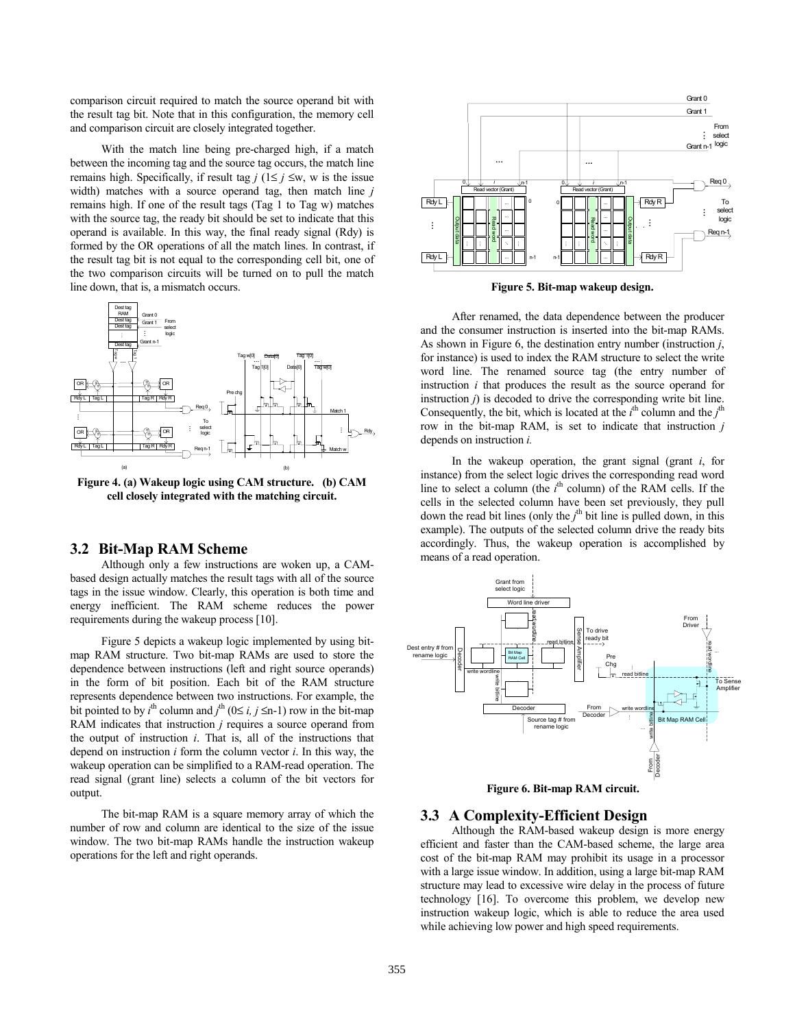comparison circuit required to match the source operand bit with the result tag bit. Note that in this configuration, the memory cell and comparison circuit are closely integrated together.

With the match line being pre-charged high, if a match between the incoming tag and the source tag occurs, the match line remains high. Specifically, if result tag $j$ ($1 \leq j \leq w$, w is the issue width) matches with a source operand tag, then match line $j$ remains high. If one of the result tags (Tag 1 to Tag w) matches with the source tag, the ready bit should be set to indicate that this operand is available. In this way, the final ready signal (Rdy) is formed by the OR operations of all the match lines. In contrast, if the result tag bit is not equal to the corresponding cell bit, one of the two comparison circuits will be turned on to pull the match line down, that is, a mismatch occurs.

**Figure 4. (a) Wakeup logic using CAM structure. (b) CAM cell closely integrated with the matching circuit.**

## 3.2 Bit-Map RAM Scheme

Although only a few instructions are woken up, a CAM-based design actually matches the result tags with all of the source tags in the issue window. Clearly, this operation is both time and energy inefficient. The RAM scheme reduces the power requirements during the wakeup process [10].

Figure 5 depicts a wakeup logic implemented by using bit-map RAM structure. Two bit-map RAMs are used to store the dependence between instructions (left and right source operands) in the form of bit position. Each bit of the RAM structure represents dependence between two instructions. For example, the bit pointed to by $i^{th}$ column and $j^{th}$ ($0 \leq i, j \leq n-1$) row in the bit-map RAM indicates that instruction $j$ requires a source operand from the output of instruction $i$. That is, all of the instructions that depend on instruction $i$ form the column vector $i$. In this way, the wakeup operation can be simplified to a RAM-read operation. The read signal (grant line) selects a column of the bit vectors for output.

The bit-map RAM is a square memory array of which the number of row and column are identical to the size of the issue window. The two bit-map RAMs handle the instruction wakeup operations for the left and right operands.

**Figure 5. Bit-map wakeup design.**

After renamed, the data dependence between the producer and the consumer instruction is inserted into the bit-map RAMs. As shown in Figure 6, the destination entry number (instruction $j$, for instance) is used to index the RAM structure to select the write word line. The renamed source tag (the entry number of instruction $i$ that produces the result as the source operand for instruction $j$) is decoded to drive the corresponding write bit line. Consequently, the bit, which is located at the $i^{th}$ column and the $j^{th}$ row in the bit-map RAM, is set to indicate that instruction $j$ depends on instruction $i$.

In the wakeup operation, the grant signal (grant $i$, for instance) from the select logic drives the corresponding read word line to select a column (the $i^{th}$ column) of the RAM cells. If the cells in the selected column have been set previously, they pull down the read bit lines (only the $j^{th}$ bit line is pulled down, in this example). The outputs of the selected column drive the ready bits accordingly. Thus, the wakeup operation is accomplished by means of a read operation.

**Figure 6. Bit-map RAM circuit.**

## 3.3 A Complexity-Efficient Design

Although the RAM-based wakeup design is more energy efficient and faster than the CAM-based scheme, the large area cost of the bit-map RAM may prohibit its usage in a processor with a large issue window. In addition, using a large bit-map RAM structure may lead to excessive wire delay in the process of future technology [16]. To overcome this problem, we develop new instruction wakeup logic, which is able to reduce the area used while achieving low power and high speed requirements.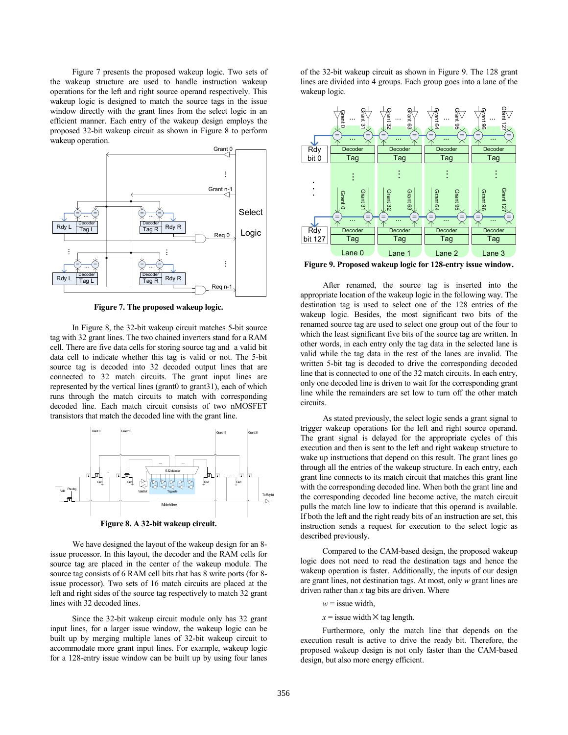Figure 7 presents the proposed wakeup logic. Two sets of the wakeup structure are used to handle instruction wakeup operations for the left and right source operand respectively. This wakeup logic is designed to match the source tags in the issue window directly with the grant lines from the select logic in an efficient manner. Each entry of the wakeup design employs the proposed 32-bit wakeup circuit as shown in Figure 8 to perform wakeup operation.

**Figure 7. The proposed wakeup logic.**

In Figure 8, the 32-bit wakeup circuit matches 5-bit source tag with 32 grant lines. The two chained inverters stand for a RAM cell. There are five data cells for storing source tag and a valid bit data cell to indicate whether this tag is valid or not. The 5-bit source tag is decoded into 32 decoded output lines that are connected to 32 match circuits. The grant input lines are represented by the vertical lines (grant0 to grant31), each of which runs through the match circuits to match with corresponding decoded line. Each match circuit consists of two nMOSFET transistors that match the decoded line with the grant line.

**Figure 8. A 32-bit wakeup circuit.**

We have designed the layout of the wakeup design for an 8-issue processor. In this layout, the decoder and the RAM cells for source tag are placed in the center of the wakeup module. The source tag consists of 6 RAM cell bits that has 8 write ports (for 8-issue processor). Two sets of 16 match circuits are placed at the left and right sides of the source tag respectively to match 32 grant lines with 32 decoded lines.

Since the 32-bit wakeup circuit module only has 32 grant input lines, for a larger issue window, the wakeup logic can be built up by merging multiple lanes of 32-bit wakeup circuit to accommodate more grant input lines. For example, wakeup logic for a 128-entry issue window can be built up by using four lanes of the 32-bit wakeup circuit as shown in Figure 9. The 128 grant lines are divided into 4 groups. Each group goes into a lane of the wakeup logic.

**Figure 9. Proposed wakeup logic for 128-entry issue window.**

After renamed, the source tag is inserted into the appropriate location of the wakeup logic in the following way. The destination tag is used to select one of the 128 entries of the wakeup logic. Besides, the most significant two bits of the renamed source tag are used to select one group out of the four to which the least significant five bits of the source tag are written. In other words, in each entry only the tag data in the selected lane is valid while the tag data in the rest of the lanes are invalid. The written 5-bit tag is decoded to drive the corresponding decoded line that is connected to one of the 32 match circuits. In each entry, only one decoded line is driven to wait for the corresponding grant line while the remainders are set low to turn off the other match circuits.

As stated previously, the select logic sends a grant signal to trigger wakeup operations for the left and right source operand. The grant signal is delayed for the appropriate cycles of this execution and then is sent to the left and right wakeup structure to wake up instructions that depend on this result. The grant lines go through all the entries of the wakeup structure. In each entry, each grant line connects to its match circuit that matches this grant line with the corresponding decoded line. When both the grant line and the corresponding decoded line become active, the match circuit pulls the match line low to indicate that this operand is available. If both the left and the right ready bits of an instruction are set, this instruction sends a request for execution to the select logic as described previously.

Compared to the CAM-based design, the proposed wakeup logic does not need to read the destination tags and hence the wakeup operation is faster. Additionally, the inputs of our design are grant lines, not destination tags. At most, only $w$ grant lines are driven rather than $x$ tag bits are driven. Where

$w$ = issue width,

$x$ = issue width × tag length.

Furthermore, only the match line that depends on the execution result is active to drive the ready bit. Therefore, the proposed wakeup design is not only faster than the CAM-based design, but also more energy efficient.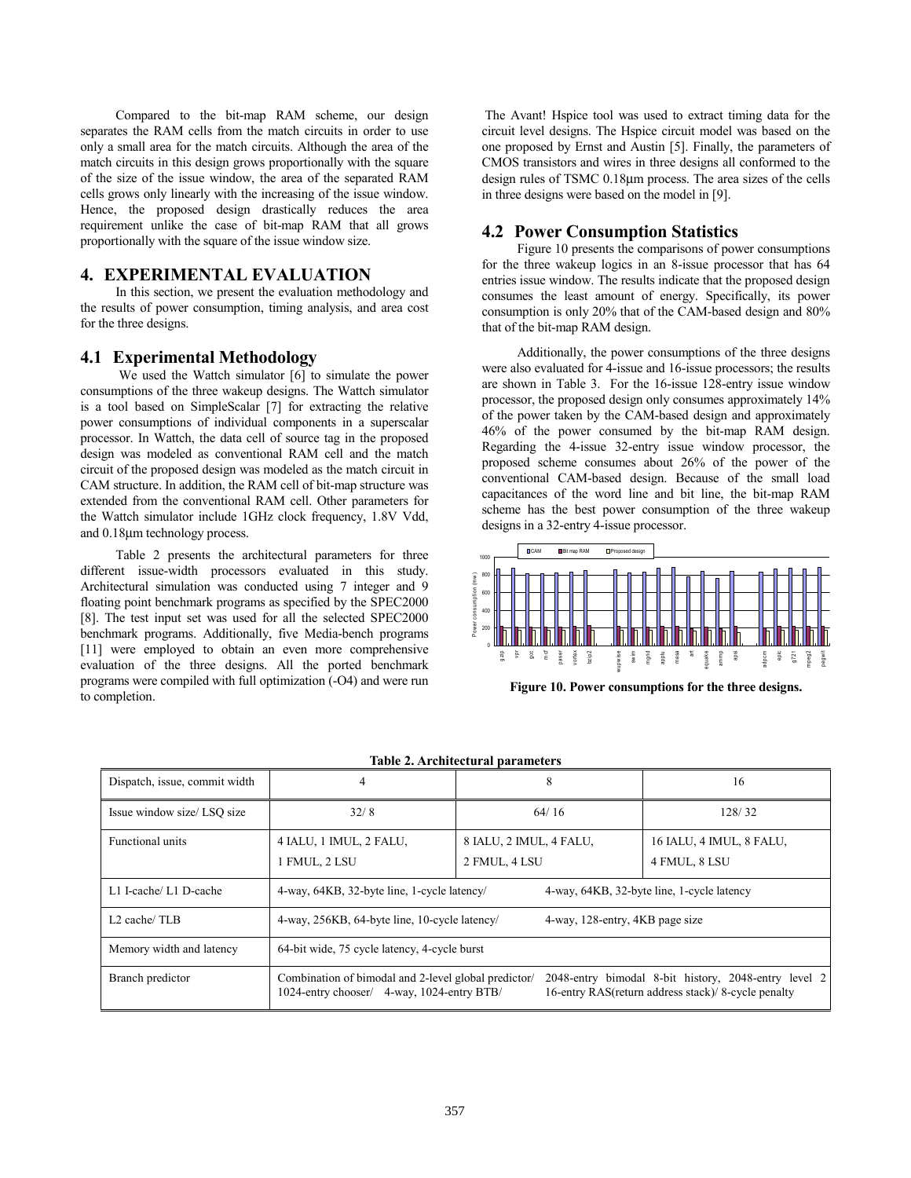Compared to the bit-map RAM scheme, our design separates the RAM cells from the match circuits in order to use only a small area for the match circuits. Although the area of the match circuits in this design grows proportionally with the square of the size of the issue window, the area of the separated RAM cells grows only linearly with the increasing of the issue window. Hence, the proposed design drastically reduces the area requirement unlike the case of bit-map RAM that all grows proportionally with the square of the issue window size.

# 4. EXPERIMENTAL EVALUATION

In this section, we present the evaluation methodology and the results of power consumption, timing analysis, and area cost for the three designs.

## 4.1 Experimental Methodology

We used the Wattch simulator [6] to simulate the power consumptions of the three wakeup designs. The Wattch simulator is a tool based on SimpleScalar [7] for extracting the relative power consumptions of individual components in a superscalar processor. In Wattch, the data cell of source tag in the proposed design was modeled as conventional RAM cell and the match circuit of the proposed design was modeled as the match circuit in CAM structure. In addition, the RAM cell of bit-map structure was extended from the conventional RAM cell. Other parameters for the Wattch simulator include 1GHz clock frequency, 1.8V Vdd, and 0.18μm technology process.

Table 2 presents the architectural parameters for three different issue-width processors evaluated in this study. Architectural simulation was conducted using 7 integer and 9 floating point benchmark programs as specified by the SPEC2000 [8]. The test input set was used for all the selected SPEC2000 benchmark programs. Additionally, five Media-bench programs [11] were employed to obtain an even more comprehensive evaluation of the three designs. All the ported benchmark programs were compiled with full optimization (-O4) and were run to completion.

The Avant! Hspice tool was used to extract timing data for the circuit level designs. The Hspice circuit model was based on the one proposed by Ernst and Austin [5]. Finally, the parameters of CMOS transistors and wires in three designs all conformed to the design rules of TSMC 0.18μm process. The area sizes of the cells in three designs were based on the model in [9].

## 4.2 Power Consumption Statistics

Figure 10 presents the comparisons of power consumptions for the three wakeup logics in an 8-issue processor that has 64 entries issue window. The results indicate that the proposed design consumes the least amount of energy. Specifically, its power consumption is only 20% that of the CAM-based design and 80% that of the bit-map RAM design.

Additionally, the power consumptions of the three designs were also evaluated for 4-issue and 16-issue processors; the results are shown in Table 3. For the 16-issue 128-entry issue window processor, the proposed design only consumes approximately 14% of the power taken by the CAM-based design and approximately 46% of the power consumed by the bit-map RAM design. Regarding the 4-issue 32-entry issue window processor, the proposed scheme consumes about 26% of the power of the conventional CAM-based design. Because of the small load capacitances of the word line and bit line, the bit-map RAM scheme has the best power consumption of the three wakeup designs in a 32-entry 4-issue processor.

**Figure 10. Power consumptions for the three designs.**

**Table 2. Architectural parameters**

| Dispatch, issue, commit width | 4 | 8 | 16 |
|---|---|---|---|
| Issue window size/ LSQ size | 32/ 8 | 64/ 16 | 128/ 32 |
| Functional units | 4 IALU, 1 IMUL, 2 FALU, 1 FMUL, 2 LSU | 8 IALU, 2 IMUL, 4 FALU, 2 FMUL, 4 LSU | 16 IALU, 4 IMUL, 8 FALU, 4 FMUL, 8 LSU |
| L1 I-cache/ L1 D-cache | 4-way, 64KB, 32-byte line, 1-cycle latency/ 4-way, 64KB, 32-byte line, 1-cycle latency | | |
| L2 cache/ TLB | 4-way, 256KB, 64-byte line, 10-cycle latency/ 4-way, 128-entry, 4KB page size | | |
| Memory width and latency | 64-bit wide, 75 cycle latency, 4-cycle burst | | |
| Branch predictor | Combination of bimodal and 2-level global predictor/ 2048-entry bimodal 8-bit history, 2048-entry level 2 1024-entry chooser/ 4-way, 1024-entry BTB/ 16-entry RAS(return address stack)/ 8-cycle penalty | | |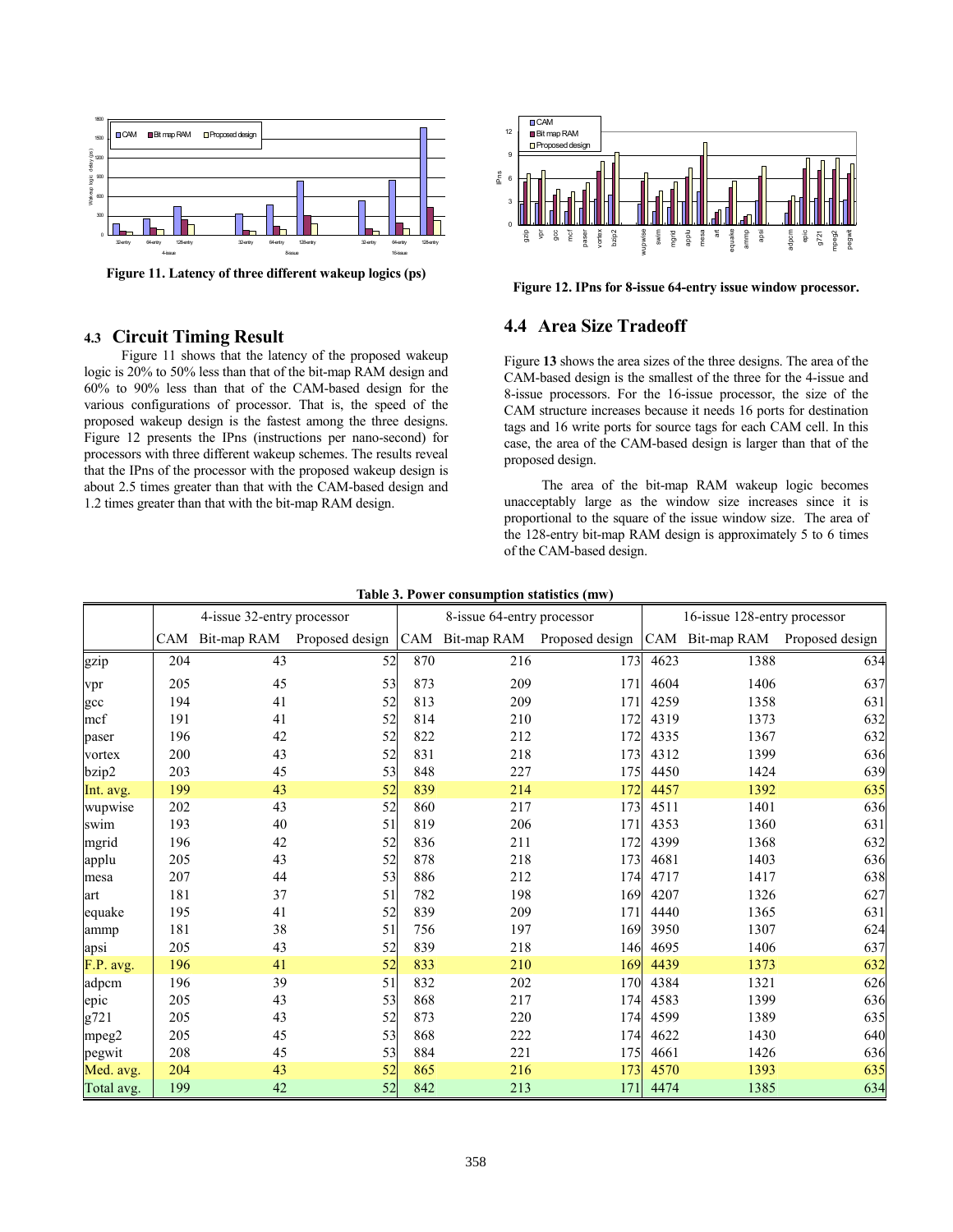Figure 11. Latency of three different wakeup logics (ps)

### 4.3 Circuit Timing Result

Figure 11 shows that the latency of the proposed wakeup logic is 20% to 50% less than that of the bit-map RAM design and 60% to 90% less than that of the CAM-based design for the various configurations of processor. That is, the speed of the proposed wakeup design is the fastest among the three designs. Figure 12 presents the IPns (instructions per nano-second) for processors with three different wakeup schemes. The results reveal that the IPns of the processor with the proposed wakeup design is about 2.5 times greater than that with the CAM-based design and 1.2 times greater than that with the bit-map RAM design.

Figure 12. IPns for 8-issue 64-entry issue window processor.

## 4.4 Area Size Tradeoff

Figure **13** shows the area sizes of the three designs. The area of the CAM-based design is the smallest of the three for the 4-issue and 8-issue processors. For the 16-issue processor, the size of the CAM structure increases because it needs 16 ports for destination tags and 16 write ports for source tags for each CAM cell. In this case, the area of the CAM-based design is larger than that of the proposed design.

The area of the bit-map RAM wakeup logic becomes unacceptably large as the window size increases since it is proportional to the square of the issue window size. The area of the 128-entry bit-map RAM design is approximately 5 to 6 times of the CAM-based design.

**Table 3. Power consumption statistics (mw)**

| | 4-issue 32-entry processor | | | 8-issue 64-entry processor | | | 16-issue 128-entry processor | | |
|---|---|---|---|---|---|---|---|---|---|
| | CAM | Bit-map RAM | Proposed design | CAM | Bit-map RAM | Proposed design | CAM | Bit-map RAM | Proposed design |
| gzip | 204 | 43 | 52 | 870 | 216 | 173 | 4623 | 1388 | 634 |
| vpr | 205 | 45 | 53 | 873 | 209 | 171 | 4604 | 1406 | 637 |
| gcc | 194 | 41 | 52 | 813 | 209 | 171 | 4259 | 1358 | 631 |
| mcf | 191 | 41 | 52 | 814 | 210 | 172 | 4319 | 1373 | 632 |
| paser | 196 | 42 | 52 | 822 | 212 | 172 | 4335 | 1367 | 632 |
| vortex | 200 | 43 | 52 | 831 | 218 | 173 | 4312 | 1399 | 636 |
| bzip2 | 203 | 45 | 53 | 848 | 227 | 175 | 4450 | 1424 | 639 |
| Int. avg. | 199 | 43 | 52 | 839 | 214 | 172 | 4457 | 1392 | 635 |
| wupwise | 202 | 43 | 52 | 860 | 217 | 173 | 4511 | 1401 | 636 |
| swim | 193 | 40 | 51 | 819 | 206 | 171 | 4353 | 1360 | 631 |
| mgrid | 196 | 42 | 52 | 836 | 211 | 172 | 4399 | 1368 | 632 |
| applu | 205 | 43 | 52 | 878 | 218 | 173 | 4681 | 1403 | 636 |
| mesa | 207 | 44 | 53 | 886 | 212 | 174 | 4717 | 1417 | 638 |
| art | 181 | 37 | 51 | 782 | 198 | 169 | 4207 | 1326 | 627 |
| equake | 195 | 41 | 52 | 839 | 209 | 171 | 4440 | 1365 | 631 |
| ammp | 181 | 38 | 51 | 756 | 197 | 169 | 3950 | 1307 | 624 |
| apsi | 205 | 43 | 52 | 839 | 218 | 146 | 4695 | 1406 | 637 |
| F.P. avg. | 196 | 41 | 52 | 833 | 210 | 169 | 4439 | 1373 | 632 |
| adpcm | 196 | 39 | 51 | 832 | 202 | 170 | 4384 | 1321 | 626 |
| epic | 205 | 43 | 53 | 868 | 217 | 174 | 4583 | 1399 | 636 |
| g721 | 205 | 43 | 52 | 873 | 220 | 174 | 4599 | 1389 | 635 |
| mpeg2 | 205 | 45 | 53 | 868 | 222 | 174 | 4622 | 1430 | 640 |
| pegwit | 208 | 45 | 53 | 884 | 221 | 175 | 4661 | 1426 | 636 |
| Med. avg. | 204 | 43 | 52 | 865 | 216 | 173 | 4570 | 1393 | 635 |
| Total avg. | 199 | 42 | 52 | 842 | 213 | 171 | 4474 | 1385 | 634 |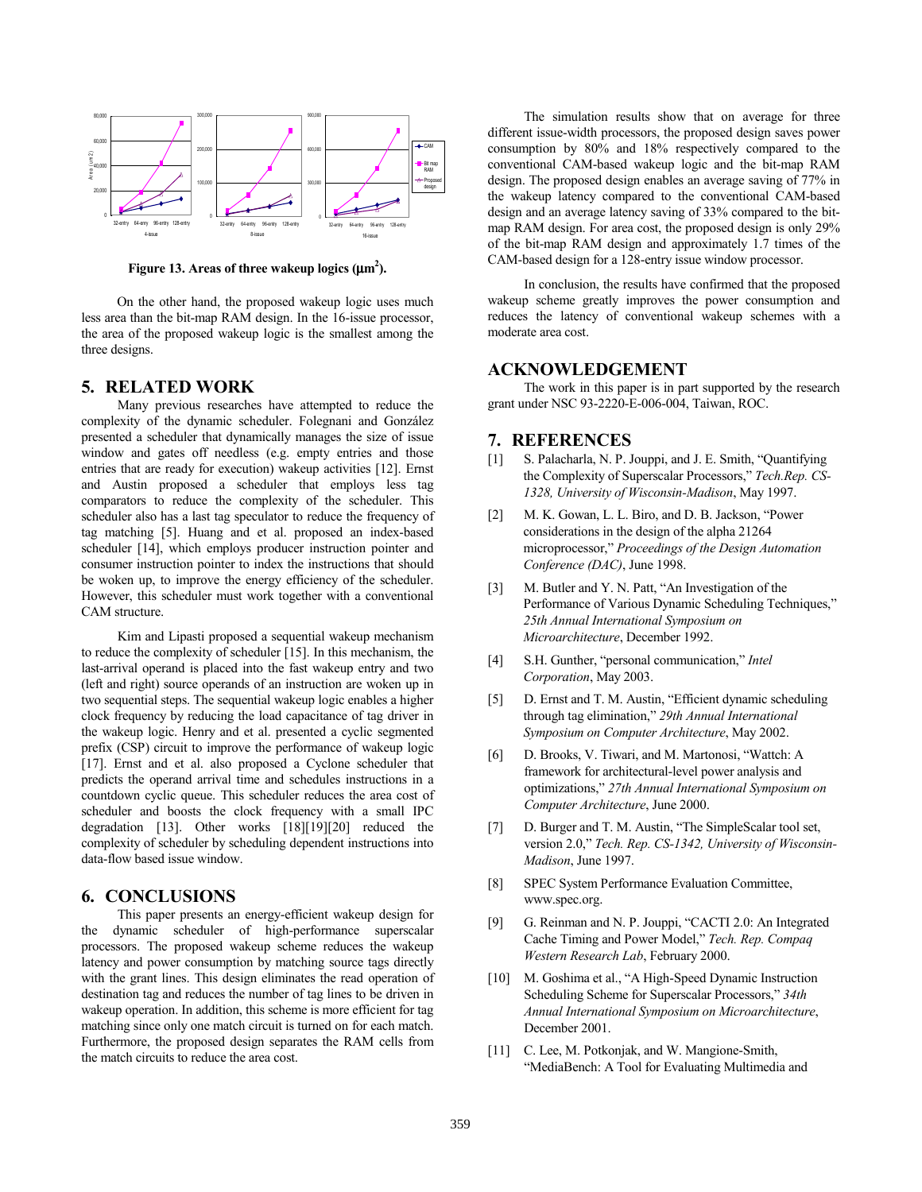Figure 13. Areas of three wakeup logics (μm$^2$).

On the other hand, the proposed wakeup logic uses much less area than the bit-map RAM design. In the 16-issue processor, the area of the proposed wakeup logic is the smallest among the three designs.

## 5. RELATED WORK

Many previous researches have attempted to reduce the complexity of the dynamic scheduler. Folegnani and González presented a scheduler that dynamically manages the size of issue window and gates off needless (e.g. empty entries and those entries that are ready for execution) wakeup activities [12]. Ernst and Austin proposed a scheduler that employs less tag comparators to reduce the complexity of the scheduler. This scheduler also has a last tag speculator to reduce the frequency of tag matching [5]. Huang and et al. proposed an index-based scheduler [14], which employs producer instruction pointer and consumer instruction pointer to index the instructions that should be woken up, to improve the energy efficiency of the scheduler. However, this scheduler must work together with a conventional CAM structure.

Kim and Lipasti proposed a sequential wakeup mechanism to reduce the complexity of scheduler [15]. In this mechanism, the last-arrival operand is placed into the fast wakeup entry and two (left and right) source operands of an instruction are woken up in two sequential steps. The sequential wakeup logic enables a higher clock frequency by reducing the load capacitance of tag driver in the wakeup logic. Henry and et al. presented a cyclic segmented prefix (CSP) circuit to improve the performance of wakeup logic [17]. Ernst and et al. also proposed a Cyclone scheduler that predicts the operand arrival time and schedules instructions in a countdown cyclic queue. This scheduler reduces the area cost of scheduler and boosts the clock frequency with a small IPC degradation [13]. Other works [18][19][20] reduced the complexity of scheduler by scheduling dependent instructions into data-flow based issue window.

## 6. CONCLUSIONS

This paper presents an energy-efficient wakeup design for the dynamic scheduler of high-performance superscalar processors. The proposed wakeup scheme reduces the wakeup latency and power consumption by matching source tags directly with the grant lines. This design eliminates the read operation of destination tag and reduces the number of tag lines to be driven in wakeup operation. In addition, this scheme is more efficient for tag matching since only one match circuit is turned on for each match. Furthermore, the proposed design separates the RAM cells from the match circuits to reduce the area cost.

The simulation results show that on average for three different issue-width processors, the proposed design saves power consumption by 80% and 18% respectively compared to the conventional CAM-based wakeup logic and the bit-map RAM design. The proposed design enables an average saving of 77% in the wakeup latency compared to the conventional CAM-based design and an average latency saving of 33% compared to the bit-map RAM design. For area cost, the proposed design is only 29% of the bit-map RAM design and approximately 1.7 times of the CAM-based design for a 128-entry issue window processor.

In conclusion, the results have confirmed that the proposed wakeup scheme greatly improves the power consumption and reduces the latency of conventional wakeup schemes with a moderate area cost.

## ACKNOWLEDGEMENT

The work in this paper is in part supported by the research grant under NSC 93-2220-E-006-004, Taiwan, ROC.

## 7. REFERENCES

[1] S. Palacharla, N. P. Jouppi, and J. E. Smith, "Quantifying the Complexity of Superscalar Processors," *Tech.Rep. CS-1328, University of Wisconsin-Madison*, May 1997.

[2] M. K. Gowan, L. L. Biro, and D. B. Jackson, "Power considerations in the design of the alpha 21264 microprocessor," *Proceedings of the Design Automation Conference (DAC)*, June 1998.

[3] M. Butler and Y. N. Patt, "An Investigation of the Performance of Various Dynamic Scheduling Techniques," *25th Annual International Symposium on Microarchitecture*, December 1992.

[4] S.H. Gunther, "personal communication," *Intel Corporation*, May 2003.

[5] D. Ernst and T. M. Austin, "Efficient dynamic scheduling through tag elimination," *29th Annual International Symposium on Computer Architecture*, May 2002.

[6] D. Brooks, V. Tiwari, and M. Martonosi, "Wattch: A framework for architectural-level power analysis and optimizations," *27th Annual International Symposium on Computer Architecture*, June 2000.

[7] D. Burger and T. M. Austin, "The SimpleScalar tool set, version 2.0," *Tech. Rep. CS-1342, University of Wisconsin-Madison*, June 1997.

[8] SPEC System Performance Evaluation Committee, www.spec.org.

[9] G. Reinman and N. P. Jouppi, "CACTI 2.0: An Integrated Cache Timing and Power Model," *Tech. Rep. Compaq Western Research Lab*, February 2000.

[10] M. Goshima et al., "A High-Speed Dynamic Instruction Scheduling Scheme for Superscalar Processors," *34th Annual International Symposium on Microarchitecture*, December 2001.

[11] C. Lee, M. Potkonjak, and W. Mangione-Smith, "MediaBench: A Tool for Evaluating Multimedia and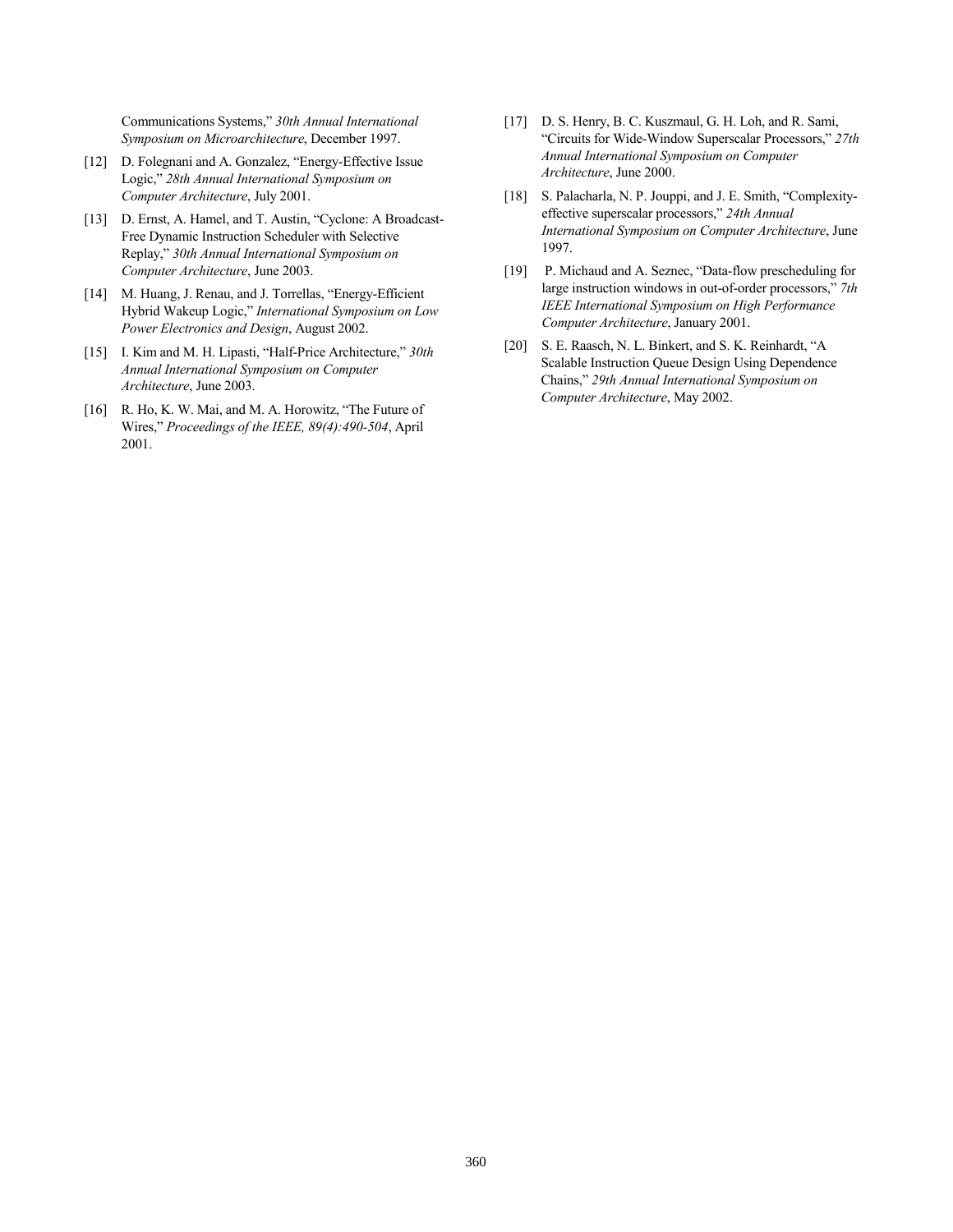Communications Systems," *30th Annual International Symposium on Microarchitecture*, December 1997.

[12] D. Folegnani and A. Gonzalez, "Energy-Effective Issue Logic," *28th Annual International Symposium on Computer Architecture*, July 2001.

[13] D. Ernst, A. Hamel, and T. Austin, "Cyclone: A Broadcast-Free Dynamic Instruction Scheduler with Selective Replay," *30th Annual International Symposium on Computer Architecture*, June 2003.

[14] M. Huang, J. Renau, and J. Torrellas, "Energy-Efficient Hybrid Wakeup Logic," *International Symposium on Low Power Electronics and Design*, August 2002.

[15] I. Kim and M. H. Lipasti, "Half-Price Architecture," *30th Annual International Symposium on Computer Architecture*, June 2003.

[16] R. Ho, K. W. Mai, and M. A. Horowitz, "The Future of Wires," *Proceedings of the IEEE, 89(4):490-504*, April 2001.

[17] D. S. Henry, B. C. Kuszmaul, G. H. Loh, and R. Sami, "Circuits for Wide-Window Superscalar Processors," *27th Annual International Symposium on Computer Architecture*, June 2000.

[18] S. Palacharla, N. P. Jouppi, and J. E. Smith, "Complexity-effective superscalar processors," *24th Annual International Symposium on Computer Architecture*, June 1997.

[19] P. Michaud and A. Seznec, "Data-flow prescheduling for large instruction windows in out-of-order processors," *7th IEEE International Symposium on High Performance Computer Architecture*, January 2001.

[20] S. E. Raasch, N. L. Binkert, and S. K. Reinhardt, "A Scalable Instruction Queue Design Using Dependence Chains," *29th Annual International Symposium on Computer Architecture*, May 2002.